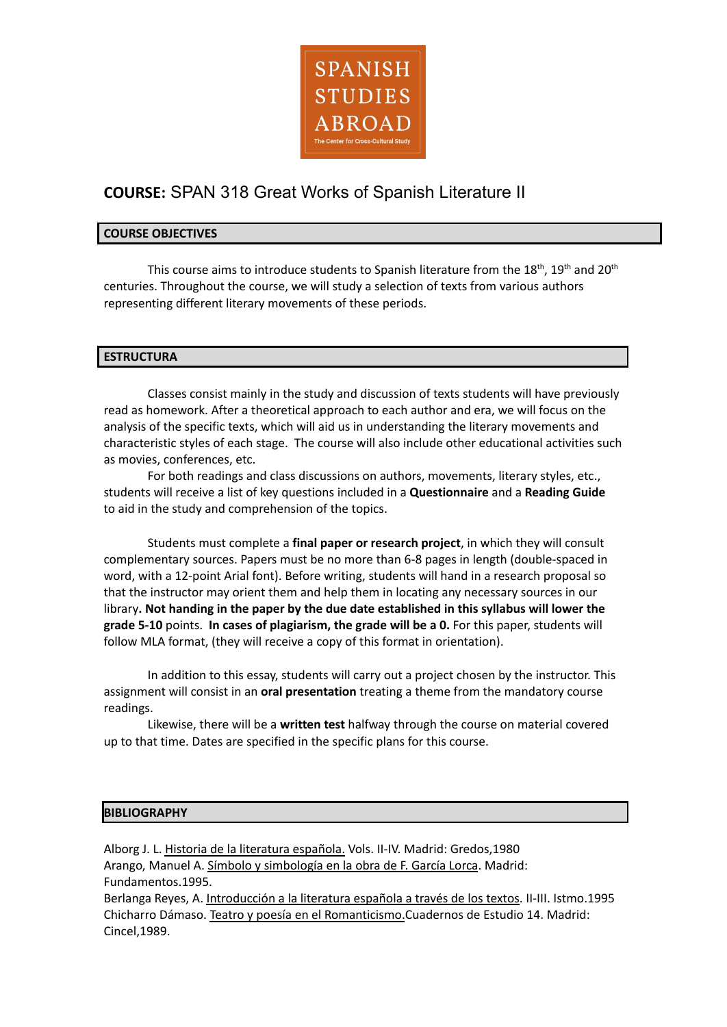SPANISH STUDIES ABROAD

The Center for Cross-Cultural Study

# **COURSE:** SPAN 318 Great Works of Spanish Literature II

## COURSE OBJECTIVES

This course aims to introduce students to Spanish literature from the 18th, 19th and 20th centuries. Throughout the course, we will study a selection of texts from various authors representing different literary movements of these periods.

## ESTRUCTURA

Classes consist mainly in the study and discussion of texts students will have previously read as homework. After a theoretical approach to each author and era, we will focus on the analysis of the specific texts, which will aid us in understanding the literary movements and characteristic styles of each stage. The course will also include other educational activities such as movies, conferences, etc.

For both readings and class discussions on authors, movements, literary styles, etc., students will receive a list of key questions included in a **Questionnaire** and a **Reading Guide** to aid in the study and comprehension of the topics.

Students must complete a **final paper or research project**, in which they will consult complementary sources. Papers must be no more than 6-8 pages in length (double-spaced in word, with a 12-point Arial font). Before writing, students will hand in a research proposal so that the instructor may orient them and help them in locating any necessary sources in our library**. Not handing in the paper by the due date established in this syllabus will lower the grade 5-10** points. **In cases of plagiarism, the grade will be a 0.** For this paper, students will follow MLA format, (they will receive a copy of this format in orientation).

In addition to this essay, students will carry out a project chosen by the instructor. This assignment will consist in an **oral presentation** treating a theme from the mandatory course readings.

Likewise, there will be a **written test** halfway through the course on material covered up to that time. Dates are specified in the specific plans for this course.

## BIBLIOGRAPHY

Alborg J. L. Historia de la literatura española. Vols. II-IV. Madrid: Gredos,1980

Arango, Manuel A. Símbolo y simbología en la obra de F. García Lorca. Madrid: Fundamentos.1995.

Berlanga Reyes, A. Introducción a la literatura española a través de los textos. II-III. Istmo.1995

Chicharro Dámaso. Teatro y poesía en el Romanticismo.Cuadernos de Estudio 14. Madrid: Cincel,1989.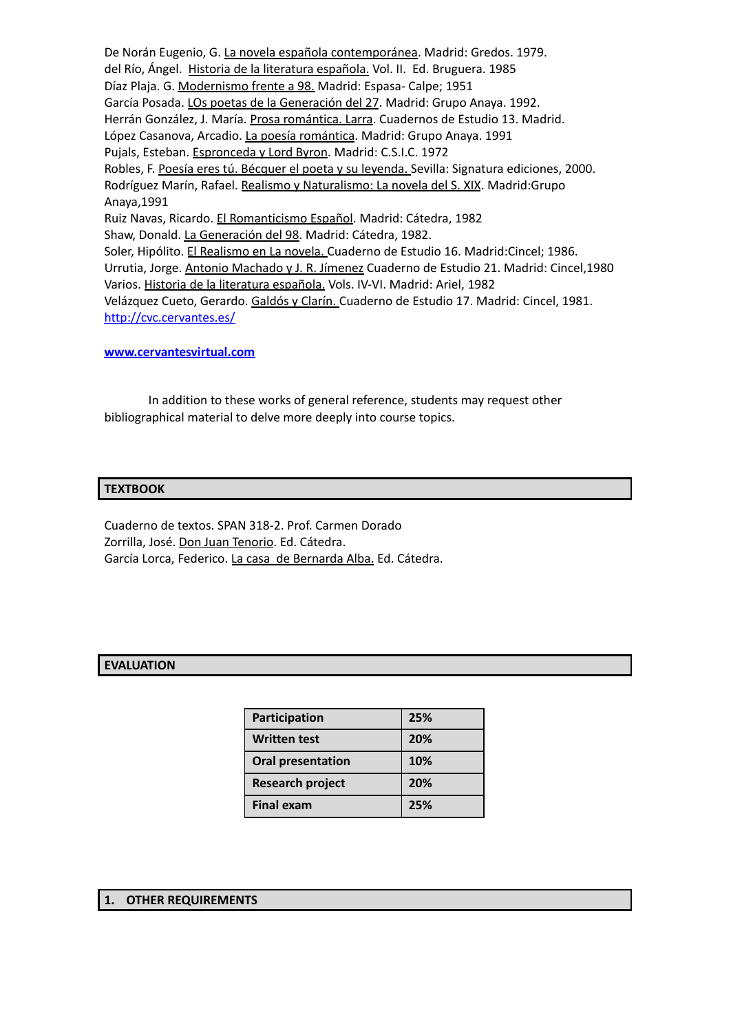De Norán Eugenio, G. La novela española contemporánea. Madrid: Gredos. 1979.
del Río, Ángel. Historia de la literatura española. Vol. II. Ed. Bruguera. 1985
Díaz Plaja. G. Modernismo frente a 98. Madrid: Espasa- Calpe; 1951
García Posada. LOs poetas de la Generación del 27. Madrid: Grupo Anaya. 1992.
Herrán González, J. María. Prosa romántica. Larra. Cuadernos de Estudio 13. Madrid.
López Casanova, Arcadio. La poesía romántica. Madrid: Grupo Anaya. 1991
Pujals, Esteban. Espronceda y Lord Byron. Madrid: C.S.I.C. 1972
Robles, F. Poesía eres tú. Bécquer el poeta y su leyenda. Sevilla: Signatura ediciones, 2000.
Rodríguez Marín, Rafael. Realismo y Naturalismo: La novela del S. XIX. Madrid:Grupo Anaya,1991
Ruiz Navas, Ricardo. El Romanticismo Español. Madrid: Cátedra, 1982
Shaw, Donald. La Generación del 98. Madrid: Cátedra, 1982.
Soler, Hipólito. El Realismo en La novela. Cuaderno de Estudio 16. Madrid:Cincel; 1986.
Urrutia, Jorge. Antonio Machado y J. R. Jímenez Cuaderno de Estudio 21. Madrid: Cincel,1980
Varios. Historia de la literatura española. Vols. IV-VI. Madrid: Ariel, 1982
Velázquez Cueto, Gerardo. Galdós y Clarín. Cuaderno de Estudio 17. Madrid: Cincel, 1981.
http://cvc.cervantes.es/

**www.cervantesvirtual.com**

In addition to these works of general reference, students may request other bibliographical material to delve more deeply into course topics.

## TEXTBOOK

Cuaderno de textos. SPAN 318-2. Prof. Carmen Dorado
Zorrilla, José. Don Juan Tenorio. Ed. Cátedra.
García Lorca, Federico. La casa de Bernarda Alba. Ed. Cátedra.

## EVALUATION

| Component | Weight |
|---|---|
| **Participation** | **25%** |
| **Written test** | **20%** |
| **Oral presentation** | **10%** |
| **Research project** | **20%** |
| **Final exam** | **25%** |

## 1. OTHER REQUIREMENTS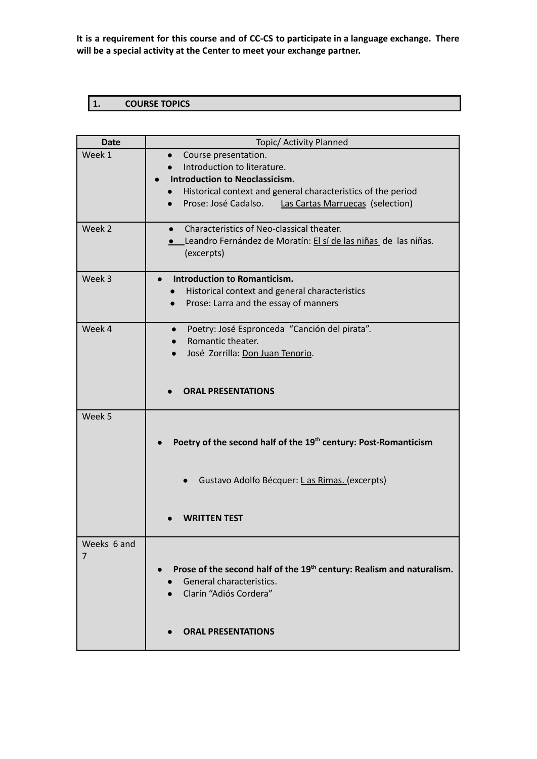**It is a requirement for this course and of CC-CS to participate in a language exchange. There will be a special activity at the Center to meet your exchange partner.**

## 1. COURSE TOPICS

| Date | Topic/ Activity Planned |
|---|---|
| Week 1 | • Course presentation.<br>• Introduction to literature.<br>• **Introduction to Neoclassicism.**<br>• Historical context and general characteristics of the period<br>• Prose: José Cadalso. Las Cartas Marruecas (selection) |
| Week 2 | • Characteristics of Neo-classical theater.<br>• Leandro Fernández de Moratín: El sí de las niñas de las niñas. (excerpts) |
| Week 3 | • **Introduction to Romanticism.**<br>• Historical context and general characteristics<br>• Prose: Larra and the essay of manners |
| Week 4 | • Poetry: José Espronceda "Canción del pirata".<br>• Romantic theater.<br>• José Zorrilla: Don Juan Tenorio.<br><br>• **ORAL PRESENTATIONS** |
| Week 5 | • **Poetry of the second half of the 19th century: Post-Romanticism**<br><br>• Gustavo Adolfo Bécquer: L as Rimas. (excerpts)<br><br>• **WRITTEN TEST** |
| Weeks 6 and 7 | • **Prose of the second half of the 19th century: Realism and naturalism.**<br>• General characteristics.<br>• Clarín "Adiós Cordera"<br><br>• **ORAL PRESENTATIONS** |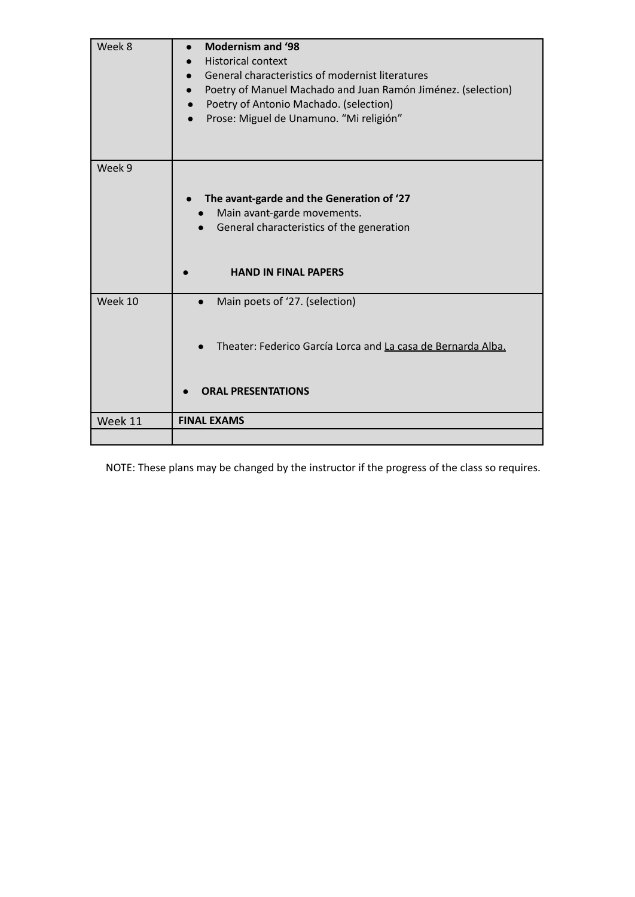| | |
|---|---|
| Week 8 | • **Modernism and '98**<br>• Historical context<br>• General characteristics of modernist literatures<br>• Poetry of Manuel Machado and Juan Ramón Jiménez. (selection)<br>• Poetry of Antonio Machado. (selection)<br>• Prose: Miguel de Unamuno. "Mi religión" |
| Week 9 | • **The avant-garde and the Generation of '27**<br>• Main avant-garde movements.<br>• General characteristics of the generation<br><br>• **HAND IN FINAL PAPERS** |
| Week 10 | • Main poets of '27. (selection)<br><br>• Theater: Federico García Lorca and <u>La casa de Bernarda Alba.</u><br><br>• **ORAL PRESENTATIONS** |
| Week 11 | **FINAL EXAMS** |
| | |

NOTE: These plans may be changed by the instructor if the progress of the class so requires.